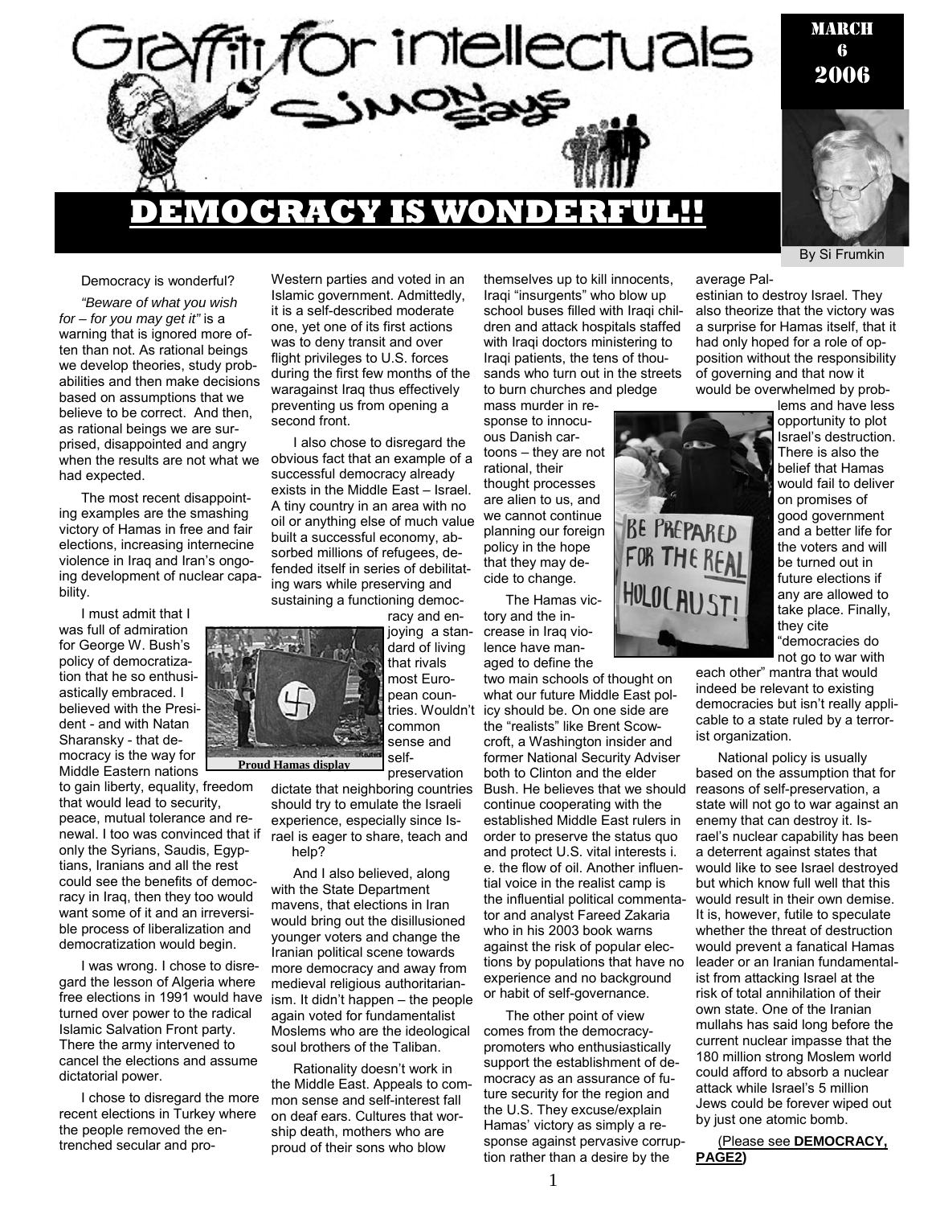# Graffiti for intellectuals

## Simon Says

MARCH 6 2006

# DEMOCRACY IS WONDERFUL!!

By Si Frumkin

Democracy is wonderful?

*"Beware of what you wish for – for you may get it"* is a warning that is ignored more often than not. As rational beings we develop theories, study probabilities and then make decisions based on assumptions that we believe to be correct. And then, as rational beings we are surprised, disappointed and angry when the results are not what we had expected.

The most recent disappointing examples are the smashing victory of Hamas in free and fair elections, increasing internecine violence in Iraq and Iran's ongoing development of nuclear capability.

I must admit that I was full of admiration for George W. Bush's policy of democratization that he so enthusiastically embraced. I believed with the President - and with Natan Sharansky - that democracy is the way for Middle Eastern nations to gain liberty, equality, freedom that would lead to security, peace, mutual tolerance and renewal. I too was convinced that if only the Syrians, Saudis, Egyptians, Iranians and all the rest could see the benefits of democracy in Iraq, then they too would want some of it and an irreversible process of liberalization and democratization would begin.

I was wrong. I chose to disregard the lesson of Algeria where free elections in 1991 would have turned over power to the radical Islamic Salvation Front party. There the army intervened to cancel the elections and assume dictatorial power.

I chose to disregard the more recent elections in Turkey where the people removed the entrenched secular and pro-Western parties and voted in an Islamic government. Admittedly, it is a self-described moderate one, yet one of its first actions was to deny transit and over flight privileges to U.S. forces during the first few months of the waragainst Iraq thus effectively preventing us from opening a second front.

I also chose to disregard the obvious fact that an example of a successful democracy already exists in the Middle East – Israel. A tiny country in an area with no oil or anything else of much value built a successful economy, absorbed millions of refugees, defended itself in series of debilitating wars while preserving and sustaining a functioning democracy and enjoying a standard of living that rivals most European countries. Wouldn't common sense and self-preservation dictate that neighboring countries should try to emulate the Israeli experience, especially since Israel is eager to share, teach and help?

**Proud Hamas display**

And I also believed, along with the State Department mavens, that elections in Iran would bring out the disillusioned younger voters and change the Iranian political scene towards more democracy and away from medieval religious authoritarianism. It didn't happen – the people again voted for fundamentalist Moslems who are the ideological soul brothers of the Taliban.

Rationality doesn't work in the Middle East. Appeals to common sense and self-interest fall on deaf ears. Cultures that worship death, mothers who are proud of their sons who blow themselves up to kill innocents, Iraqi "insurgents" who blow up school buses filled with Iraqi children and attack hospitals staffed with Iraqi doctors ministering to Iraqi patients, the tens of thousands who turn out in the streets to burn churches and pledge mass murder in response to innocuous Danish cartoons – they are not rational, their thought processes are alien to us, and we cannot continue planning our foreign policy in the hope that they may decide to change.

The Hamas victory and the increase in Iraq violence have managed to define the two main schools of thought on what our future Middle East policy should be. On one side are the "realists" like Brent Scowcroft, a Washington insider and former National Security Adviser both to Clinton and the elder Bush. He believes that we should continue cooperating with the established Middle East rulers in order to preserve the status quo and protect U.S. vital interests i. e. the flow of oil. Another influential voice in the realist camp is the influential political commentator and analyst Fareed Zakaria who in his 2003 book warns against the risk of popular elections by populations that have no experience and no background or habit of self-governance.

The other point of view comes from the democracy-promoters who enthusiastically support the establishment of democracy as an assurance of future security for the region and the U.S. They excuse/explain Hamas' victory as simply a response against pervasive corruption rather than a desire by the average Palestinian to destroy Israel. They also theorize that the victory was a surprise for Hamas itself, that it had only hoped for a role of opposition without the responsibility of governing and that now it would be overwhelmed by problems and have less opportunity to plot Israel's destruction. There is also the belief that Hamas would fail to deliver on promises of good government and a better life for the voters and will be turned out in future elections if any are allowed to take place. Finally, they cite "democracies do not go to war with each other" mantra that would indeed be relevant to existing democracies but isn't really applicable to a state ruled by a terrorist organization.

National policy is usually based on the assumption that for reasons of self-preservation, a state will not go to war against an enemy that can destroy it. Israel's nuclear capability has been a deterrent against states that would like to see Israel destroyed but which know full well that this would result in their own demise. It is, however, futile to speculate whether the threat of destruction would prevent a fanatical Hamas leader or an Iranian fundamentalist from attacking Israel at the risk of total annihilation of their own state. One of the Iranian mullahs has said long before the current nuclear impasse that the 180 million strong Moslem world could afford to absorb a nuclear attack while Israel's 5 million Jews could be forever wiped out by just one atomic bomb.

(Please see **DEMOCRACY, PAGE2**)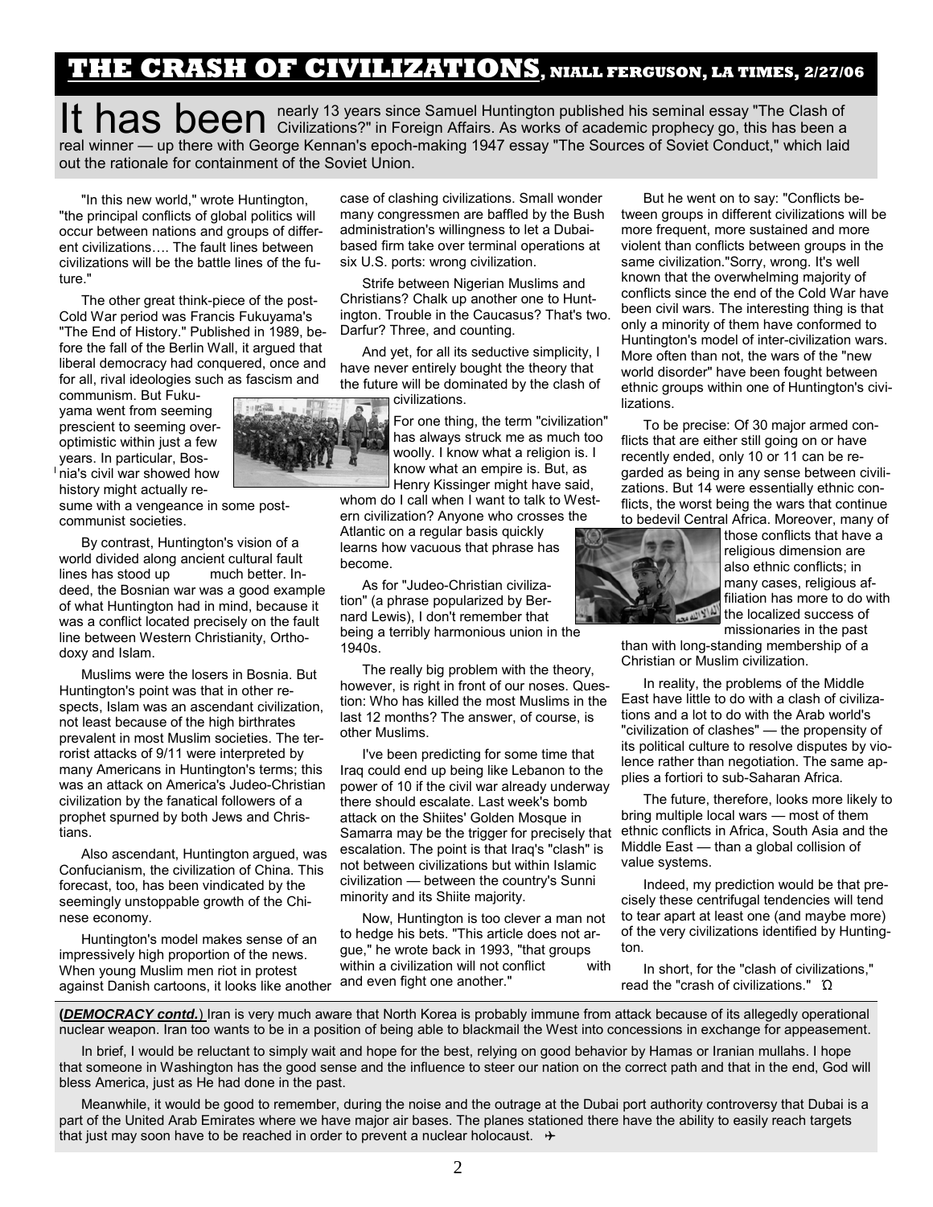# THE CRASH OF CIVILIZATIONS, NIALL FERGUSON, LA TIMES, 2/27/06

It has been nearly 13 years since Samuel Huntington published his seminal essay "The Clash of Civilizations?" in Foreign Affairs. As works of academic prophecy go, this has been a real winner — up there with George Kennan's epoch-making 1947 essay "The Sources of Soviet Conduct," which laid out the rationale for containment of the Soviet Union.

"In this new world," wrote Huntington, "the principal conflicts of global politics will occur between nations and groups of different civilizations…. The fault lines between civilizations will be the battle lines of the future."

The other great think-piece of the post-Cold War period was Francis Fukuyama's "The End of History." Published in 1989, before the fall of the Berlin Wall, it argued that liberal democracy had conquered, once and for all, rival ideologies such as fascism and communism. But Fukuyama went from seeming prescient to seeming over-optimistic within just a few years. In particular, Bosnia's civil war showed how history might actually resume with a vengeance in some post-communist societies.

By contrast, Huntington's vision of a world divided along ancient cultural fault lines has stood up much better. Indeed, the Bosnian war was a good example of what Huntington had in mind, because it was a conflict located precisely on the fault line between Western Christianity, Orthodoxy and Islam.

Muslims were the losers in Bosnia. But Huntington's point was that in other respects, Islam was an ascendant civilization, not least because of the high birthrates prevalent in most Muslim societies. The terrorist attacks of 9/11 were interpreted by many Americans in Huntington's terms; this was an attack on America's Judeo-Christian civilization by the fanatical followers of a prophet spurned by both Jews and Christians.

Also ascendant, Huntington argued, was Confucianism, the civilization of China. This forecast, too, has been vindicated by the seemingly unstoppable growth of the Chinese economy.

Huntington's model makes sense of an impressively high proportion of the news. When young Muslim men riot in protest against Danish cartoons, it looks like another case of clashing civilizations. Small wonder many congressmen are baffled by the Bush administration's willingness to let a Dubai-based firm take over terminal operations at six U.S. ports: wrong civilization.

Strife between Nigerian Muslims and Christians? Chalk up another one to Huntington. Trouble in the Caucasus? That's two. Darfur? Three, and counting.

And yet, for all its seductive simplicity, I have never entirely bought the theory that the future will be dominated by the clash of civilizations.

For one thing, the term "civilization" has always struck me as much too woolly. I know what a religion is. I know what an empire is. But, as Henry Kissinger might have said, whom do I call when I want to talk to Western civilization? Anyone who crosses the Atlantic on a regular basis quickly learns how vacuous that phrase has become.

As for "Judeo-Christian civilization" (a phrase popularized by Bernard Lewis), I don't remember that being a terribly harmonious union in the 1940s.

The really big problem with the theory, however, is right in front of our noses. Question: Who has killed the most Muslims in the last 12 months? The answer, of course, is other Muslims.

I've been predicting for some time that Iraq could end up being like Lebanon to the power of 10 if the civil war already underway there should escalate. Last week's bomb attack on the Shiites' Golden Mosque in Samarra may be the trigger for precisely that escalation. The point is that Iraq's "clash" is not between civilizations but within Islamic civilization — between the country's Sunni minority and its Shiite majority.

Now, Huntington is too clever a man not to hedge his bets. "This article does not argue," he wrote back in 1993, "that groups within a civilization will not conflict with and even fight one another."

But he went on to say: "Conflicts between groups in different civilizations will be more frequent, more sustained and more violent than conflicts between groups in the same civilization."Sorry, wrong. It's well known that the overwhelming majority of conflicts since the end of the Cold War have been civil wars. The interesting thing is that only a minority of them have conformed to Huntington's model of inter-civilization wars. More often than not, the wars of the "new world disorder" have been fought between ethnic groups within one of Huntington's civilizations.

To be precise: Of 30 major armed conflicts that are either still going on or have recently ended, only 10 or 11 can be regarded as being in any sense between civilizations. But 14 were essentially ethnic conflicts, the worst being the wars that continue to bedevil Central Africa. Moreover, many of those conflicts that have a religious dimension are also ethnic conflicts; in many cases, religious affiliation has more to do with the localized success of missionaries in the past than with long-standing membership of a Christian or Muslim civilization.

In reality, the problems of the Middle East have little to do with a clash of civilizations and a lot to do with the Arab world's "civilization of clashes" — the propensity of its political culture to resolve disputes by violence rather than negotiation. The same applies a fortiori to sub-Saharan Africa.

The future, therefore, looks more likely to bring multiple local wars — most of them ethnic conflicts in Africa, South Asia and the Middle East — than a global collision of value systems.

Indeed, my prediction would be that precisely these centrifugal tendencies will tend to tear apart at least one (and maybe more) of the very civilizations identified by Huntington.

In short, for the "clash of civilizations," read the "crash of civilizations." Ω

---

**(*DEMOCRACY contd.*)** Iran is very much aware that North Korea is probably immune from attack because of its allegedly operational nuclear weapon. Iran too wants to be in a position of being able to blackmail the West into concessions in exchange for appeasement.

In brief, I would be reluctant to simply wait and hope for the best, relying on good behavior by Hamas or Iranian mullahs. I hope that someone in Washington has the good sense and the influence to steer our nation on the correct path and that in the end, God will bless America, just as He had done in the past.

Meanwhile, it would be good to remember, during the noise and the outrage at the Dubai port authority controversy that Dubai is a part of the United Arab Emirates where we have major air bases. The planes stationed there have the ability to easily reach targets that just may soon have to be reached in order to prevent a nuclear holocaust. ✈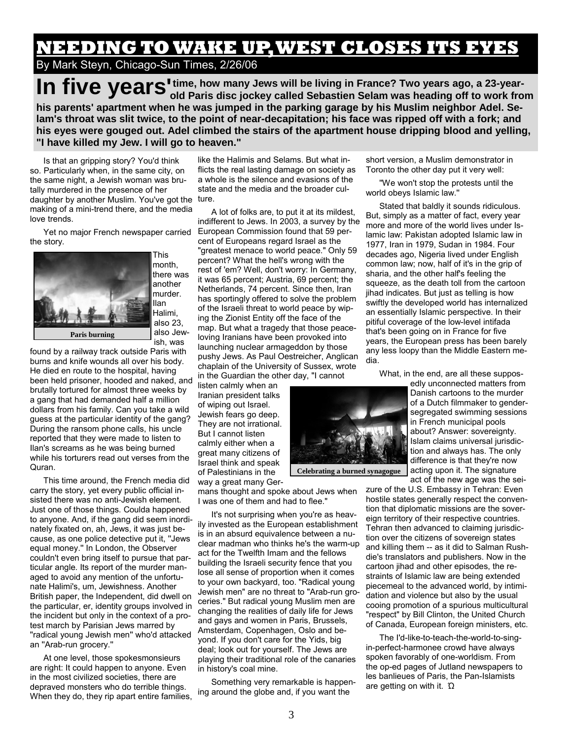# NEEDING TO WAKE UP, WEST CLOSES ITS EYES

By Mark Steyn, Chicago-Sun Times, 2/26/06

**In five years' time, how many Jews will be living in France? Two years ago, a 23-year-old Paris disc jockey called Sebastien Selam was heading off to work from his parents' apartment when he was jumped in the parking garage by his Muslim neighbor Adel. Selam's throat was slit twice, to the point of near-decapitation; his face was ripped off with a fork; and his eyes were gouged out. Adel climbed the stairs of the apartment house dripping blood and yelling, "I have killed my Jew. I will go to heaven."**

Is that an gripping story? You'd think so. Particularly when, in the same city, on the same night, a Jewish woman was brutally murdered in the presence of her daughter by another Muslim. You've got the making of a mini-trend there, and the media love trends.

Yet no major French newspaper carried the story.

Paris burning

This month, there was another murder. Ilan Halimi, also 23, also Jewish, was found by a railway track outside Paris with burns and knife wounds all over his body. He died en route to the hospital, having been held prisoner, hooded and naked, and brutally tortured for almost three weeks by a gang that had demanded half a million dollars from his family. Can you take a wild guess at the particular identity of the gang? During the ransom phone calls, his uncle reported that they were made to listen to Ilan's screams as he was being burned while his torturers read out verses from the Quran.

This time around, the French media did carry the story, yet every public official insisted there was no anti-Jewish element. Just one of those things. Coulda happened to anyone. And, if the gang did seem inordinately fixated on, ah, Jews, it was just because, as one police detective put it, "Jews equal money." In London, the Observer couldn't even bring itself to pursue that particular angle. Its report of the murder managed to avoid any mention of the unfortunate Halimi's, um, Jewishness. Another British paper, the Independent, did dwell on the particular, er, identity groups involved in the incident but only in the context of a protest march by Parisian Jews marred by "radical young Jewish men" who'd attacked an "Arab-run grocery."

At one level, those spokesmonsieurs are right: It could happen to anyone. Even in the most civilized societies, there are depraved monsters who do terrible things. When they do, they rip apart entire families, like the Halimis and Selams. But what inflicts the real lasting damage on society as a whole is the silence and evasions of the state and the media and the broader culture.

A lot of folks are, to put it at its mildest, indifferent to Jews. In 2003, a survey by the European Commission found that 59 percent of Europeans regard Israel as the "greatest menace to world peace." Only 59 percent? What the hell's wrong with the rest of 'em? Well, don't worry: In Germany, it was 65 percent; Austria, 69 percent; the Netherlands, 74 percent. Since then, Iran has sportingly offered to solve the problem of the Israeli threat to world peace by wiping the Zionist Entity off the face of the map. But what a tragedy that those peace-loving Iranians have been provoked into launching nuclear armageddon by those pushy Jews. As Paul Oestreicher, Anglican chaplain of the University of Sussex, wrote in the Guardian the other day, "I cannot listen calmly when an Iranian president talks of wiping out Israel. Jewish fears go deep. They are not irrational. But I cannot listen calmly either when a great many citizens of Israel think and speak of Palestinians in the way a great many Germans thought and spoke about Jews when I was one of them and had to flee."

Celebrating a burned synagogue

It's not surprising when you're as heavily invested as the European establishment is in an absurd equivalence between a nuclear madman who thinks he's the warm-up act for the Twelfth Imam and the fellows building the Israeli security fence that you lose all sense of proportion when it comes to your own backyard, too. "Radical young Jewish men" are no threat to "Arab-run groceries." But radical young Muslim men are changing the realities of daily life for Jews and gays and women in Paris, Brussels, Amsterdam, Copenhagen, Oslo and beyond. If you don't care for the Yids, big deal; look out for yourself. The Jews are playing their traditional role of the canaries in history's coal mine.

Something very remarkable is happening around the globe and, if you want the short version, a Muslim demonstrator in Toronto the other day put it very well:

"We won't stop the protests until the world obeys Islamic law."

Stated that baldly it sounds ridiculous. But, simply as a matter of fact, every year more and more of the world lives under Islamic law: Pakistan adopted Islamic law in 1977, Iran in 1979, Sudan in 1984. Four decades ago, Nigeria lived under English common law; now, half of it's in the grip of sharia, and the other half's feeling the squeeze, as the death toll from the cartoon jihad indicates. But just as telling is how swiftly the developed world has internalized an essentially Islamic perspective. In their pitiful coverage of the low-level intifada that's been going on in France for five years, the European press has been barely any less loopy than the Middle Eastern media.

What, in the end, are all these supposedly unconnected matters from Danish cartoons to the murder of a Dutch filmmaker to gender-segregated swimming sessions in French municipal pools about? Answer: sovereignty. Islam claims universal jurisdiction and always has. The only difference is that they're now acting upon it. The signature act of the new age was the seizure of the U.S. Embassy in Tehran: Even hostile states generally respect the convention that diplomatic missions are the sovereign territory of their respective countries. Tehran then advanced to claiming jurisdiction over the citizens of sovereign states and killing them -- as it did to Salman Rushdie's translators and publishers. Now in the cartoon jihad and other episodes, the restraints of Islamic law are being extended piecemeal to the advanced world, by intimidation and violence but also by the usual cooing promotion of a spurious multicultural "respect" by Bill Clinton, the United Church of Canada, European foreign ministers, etc.

The I'd-like-to-teach-the-world-to-sing-in-perfect-harmonee crowd have always spoken favorably of one-worldism. From the op-ed pages of Jutland newspapers to les banlieues of Paris, the Pan-Islamists are getting on with it. Ω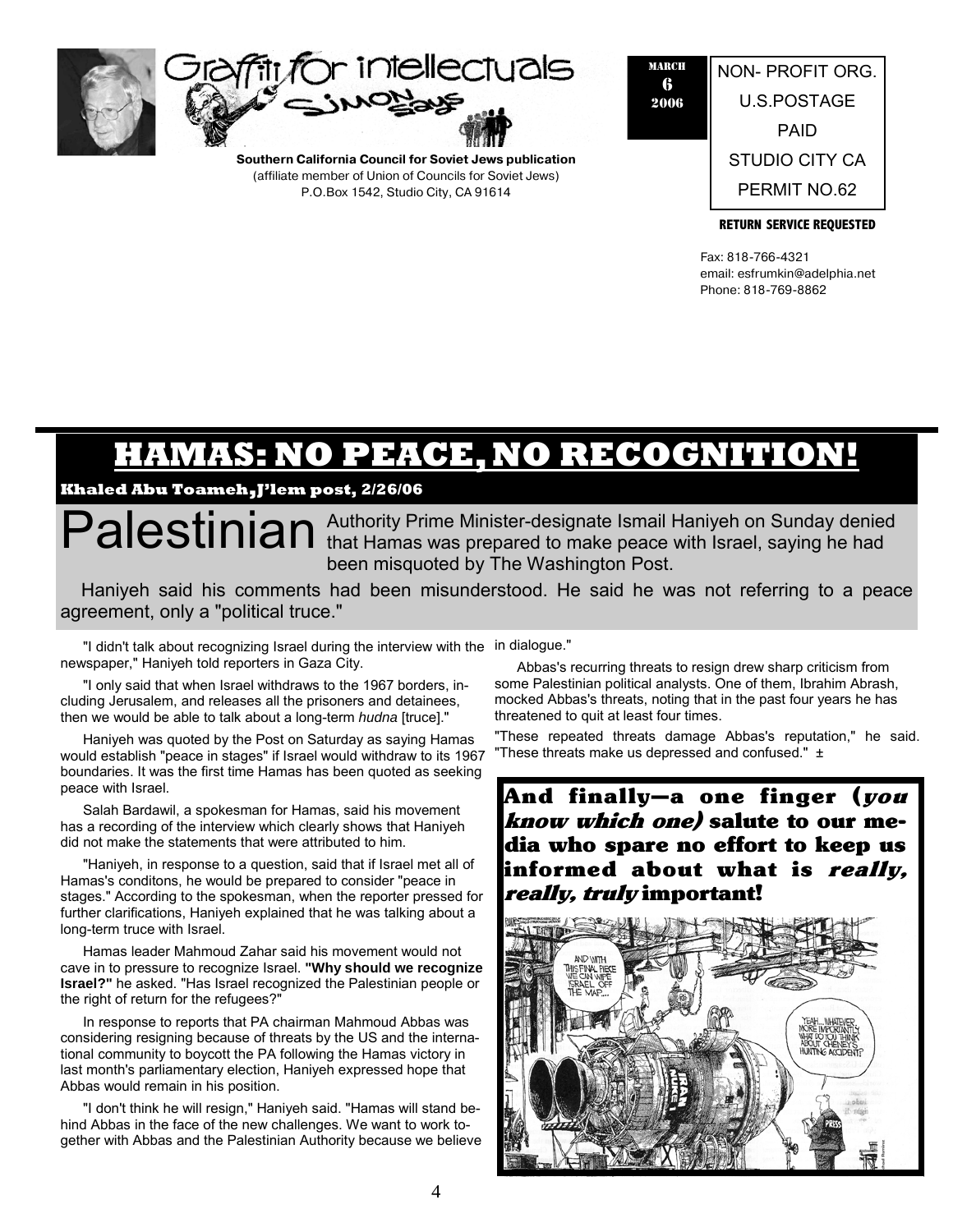Graffiti for intellectuals — Simon Says

**Southern California Council for Soviet Jews publication**
(affiliate member of Union of Councils for Soviet Jews)
P.O.Box 1542, Studio City, CA 91614

**MARCH 6 2006**

NON- PROFIT ORG.
U.S.POSTAGE
PAID
STUDIO CITY CA
PERMIT NO.62

**RETURN SERVICE REQUESTED**

Fax: 818-766-4321
email: esfrumkin@adelphia.net
Phone: 818-769-8862

# HAMAS: NO PEACE, NO RECOGNITION!

**Khaled Abu Toameh, J'lem post, 2/26/06**

Palestinian Authority Prime Minister-designate Ismail Haniyeh on Sunday denied that Hamas was prepared to make peace with Israel, saying he had been misquoted by The Washington Post.

Haniyeh said his comments had been misunderstood. He said he was not referring to a peace agreement, only a "political truce."

"I didn't talk about recognizing Israel during the interview with the newspaper," Haniyeh told reporters in Gaza City.

"I only said that when Israel withdraws to the 1967 borders, including Jerusalem, and releases all the prisoners and detainees, then we would be able to talk about a long-term *hudna* [truce]."

Haniyeh was quoted by the Post on Saturday as saying Hamas would establish "peace in stages" if Israel would withdraw to its 1967 boundaries. It was the first time Hamas has been quoted as seeking peace with Israel.

Salah Bardawil, a spokesman for Hamas, said his movement has a recording of the interview which clearly shows that Haniyeh did not make the statements that were attributed to him.

"Haniyeh, in response to a question, said that if Israel met all of Hamas's conditons, he would be prepared to consider "peace in stages." According to the spokesman, when the reporter pressed for further clarifications, Haniyeh explained that he was talking about a long-term truce with Israel.

Hamas leader Mahmoud Zahar said his movement would not cave in to pressure to recognize Israel. **"Why should we recognize Israel?"** he asked. "Has Israel recognized the Palestinian people or the right of return for the refugees?"

In response to reports that PA chairman Mahmoud Abbas was considering resigning because of threats by the US and the international community to boycott the PA following the Hamas victory in last month's parliamentary election, Haniyeh expressed hope that Abbas would remain in his position.

"I don't think he will resign," Haniyeh said. "Hamas will stand behind Abbas in the face of the new challenges. We want to work together with Abbas and the Palestinian Authority because we believe in dialogue."

Abbas's recurring threats to resign drew sharp criticism from some Palestinian political analysts. One of them, Ibrahim Abrash, mocked Abbas's threats, noting that in the past four years he has threatened to quit at least four times.

"These repeated threats damage Abbas's reputation," he said. "These threats make us depressed and confused." ±

**And finally—a one finger (*you know which one*) salute to our media who spare no effort to keep us informed about what is *really, really, truly* important!**